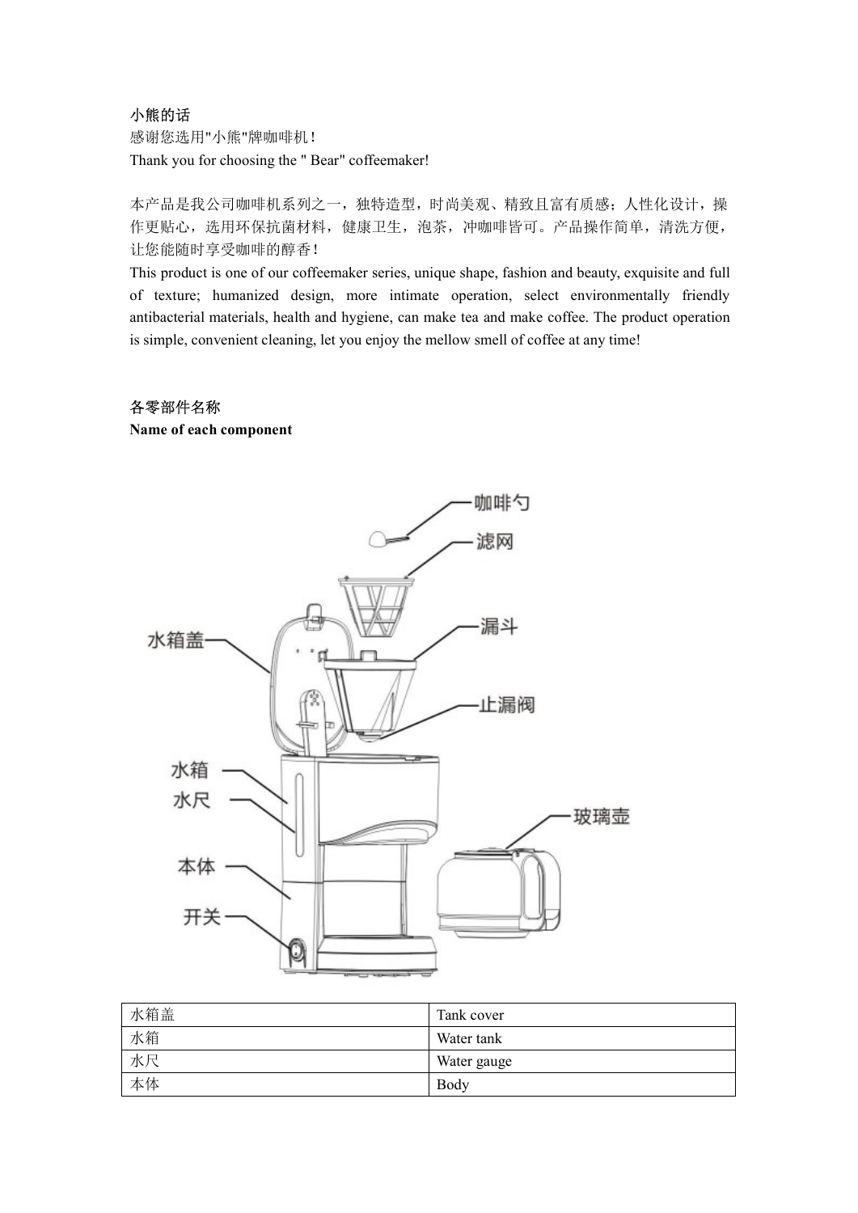小熊的话

感谢您选用"小熊"牌咖啡机！

Thank you for choosing the " Bear" coffeemaker!

本产品是我公司咖啡机系列之一，独特造型，时尚美观、精致且富有质感；人性化设计，操作更贴心，选用环保抗菌材料，健康卫生，泡茶，冲咖啡皆可。产品操作简单，清洗方便，让您能随时享受咖啡的醇香！

This product is one of our coffeemaker series, unique shape, fashion and beauty, exquisite and full of texture; humanized design, more intimate operation, select environmentally friendly antibacterial materials, health and hygiene, can make tea and make coffee. The product operation is simple, convenient cleaning, let you enjoy the mellow smell of coffee at any time!

各零部件名称

**Name of each component**

| 水箱盖 | Tank cover |
|---|---|
| 水箱 | Water tank |
| 水尺 | Water gauge |
| 本体 | Body |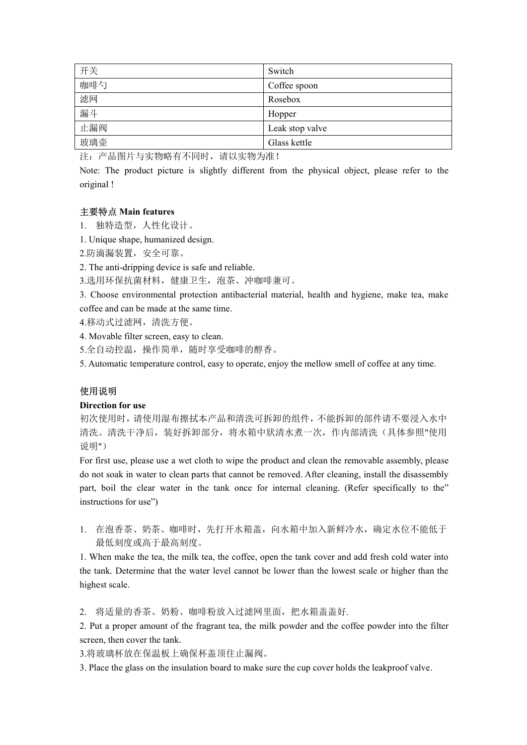| 开关 | Switch |
|---|---|
| 咖啡勺 | Coffee spoon |
| 滤网 | Rosebox |
| 漏斗 | Hopper |
| 止漏阀 | Leak stop valve |
| 玻璃壶 | Glass kettle |

注：产品图片与实物略有不同时，请以实物为准！

Note: The product picture is slightly different from the physical object, please refer to the original !

**主要特点 Main features**

1. 独特造型，人性化设计。

1. Unique shape, humanized design.

2.防滴漏装置，安全可靠。

2. The anti-dripping device is safe and reliable.

3.选用环保抗菌材料，健康卫生，泡茶、冲咖啡兼可。

3. Choose environmental protection antibacterial material, health and hygiene, make tea, make coffee and can be made at the same time.

4.移动式过滤网，清洗方便。

4. Movable filter screen, easy to clean.

5.全自动控温，操作简单，随时享受咖啡的醇香。

5. Automatic temperature control, easy to operate, enjoy the mellow smell of coffee at any time.

使用说明

**Direction for use**

初次使用时，请使用湿布擦拭本产品和清洗可拆卸的组件，不能拆卸的部件请不要浸入水中清洗。清洗干净后，装好拆卸部分，将水箱中狀清水煮一次，作内部清洗（具体参照"使用说明"）

For first use, please use a wet cloth to wipe the product and clean the removable assembly, please do not soak in water to clean parts that cannot be removed. After cleaning, install the disassembly part, boil the clear water in the tank once for internal cleaning. (Refer specifically to the" instructions for use")

1. 在泡香茶、奶茶、咖啡时，先打开水箱盖，向水箱中加入新鲜冷水，确定水位不能低于最低刻度或高于最高刻度。

1. When make the tea, the milk tea, the coffee, open the tank cover and add fresh cold water into the tank. Determine that the water level cannot be lower than the lowest scale or higher than the highest scale.

2. 将适量的香茶、奶粉、咖啡粉放入过滤网里面，把水箱盖盖好.

2. Put a proper amount of the fragrant tea, the milk powder and the coffee powder into the filter screen, then cover the tank.

3.将玻璃杯放在保温板上确保杯盖顶住止漏阀。

3. Place the glass on the insulation board to make sure the cup cover holds the leakproof valve.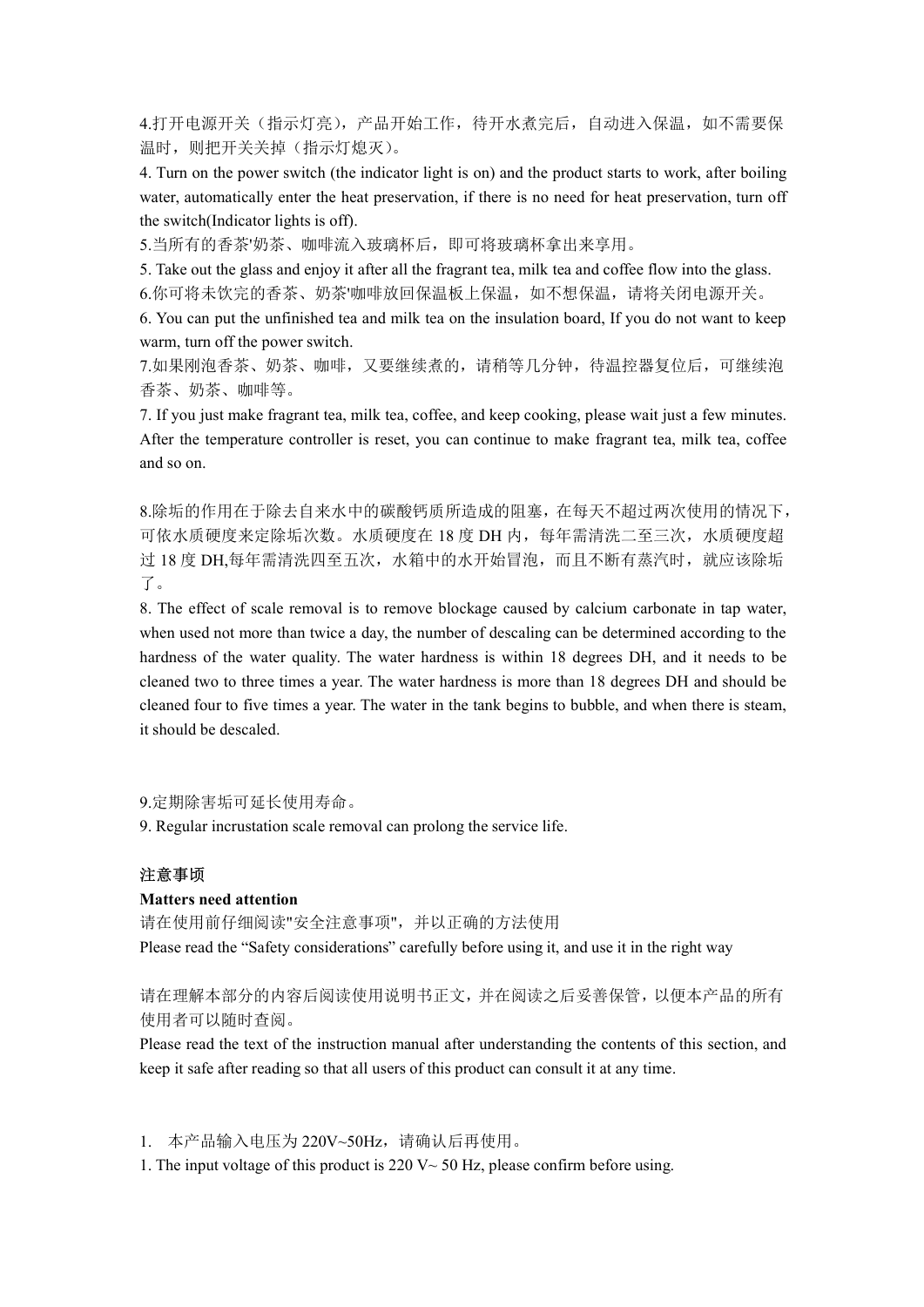4.打开电源开关（指示灯亮），产品开始工作，待开水煮完后，自动进入保温，如不需要保温时，则把开关关掉（指示灯熄灭）。

4. Turn on the power switch (the indicator light is on) and the product starts to work, after boiling water, automatically enter the heat preservation, if there is no need for heat preservation, turn off the switch(Indicator lights is off).

5.当所有的香茶'奶茶、咖啡流入玻璃杯后，即可将玻璃杯拿出来享用。

5. Take out the glass and enjoy it after all the fragrant tea, milk tea and coffee flow into the glass.

6.你可将未饮完的香茶、奶茶'咖啡放回保温板上保温，如不想保温，请将关闭电源开关。

6. You can put the unfinished tea and milk tea on the insulation board, If you do not want to keep warm, turn off the power switch.

7.如果刚泡香茶、奶茶、咖啡，又要继续煮的，请稍等几分钟，待温控器复位后，可继续泡香茶、奶茶、咖啡等。

7. If you just make fragrant tea, milk tea, coffee, and keep cooking, please wait just a few minutes. After the temperature controller is reset, you can continue to make fragrant tea, milk tea, coffee and so on.

8.除垢的作用在于除去自来水中的碳酸钙质所造成的阻塞，在每天不超过两次使用的情况下，可依水质硬度来定除垢次数。水质硬度在 18 度 DH 内，每年需清洗二至三次，水质硬度超过 18 度 DH,每年需清洗四至五次，水箱中的水开始冒泡，而且不断有蒸汽时，就应该除垢了。

8. The effect of scale removal is to remove blockage caused by calcium carbonate in tap water, when used not more than twice a day, the number of descaling can be determined according to the hardness of the water quality. The water hardness is within 18 degrees DH, and it needs to be cleaned two to three times a year. The water hardness is more than 18 degrees DH and should be cleaned four to five times a year. The water in the tank begins to bubble, and when there is steam, it should be descaled.

9.定期除害垢可延长使用寿命。

9. Regular incrustation scale removal can prolong the service life.

注意事项

**Matters need attention**

请在使用前仔细阅读"安全注意事项"，并以正确的方法使用

Please read the “Safety considerations” carefully before using it, and use it in the right way

请在理解本部分的内容后阅读使用说明书正文，并在阅读之后妥善保管，以便本产品的所有使用者可以随时查阅。

Please read the text of the instruction manual after understanding the contents of this section, and keep it safe after reading so that all users of this product can consult it at any time.

1. 本产品输入电压为 220V~50Hz，请确认后再使用。

1. The input voltage of this product is 220 V~ 50 Hz, please confirm before using.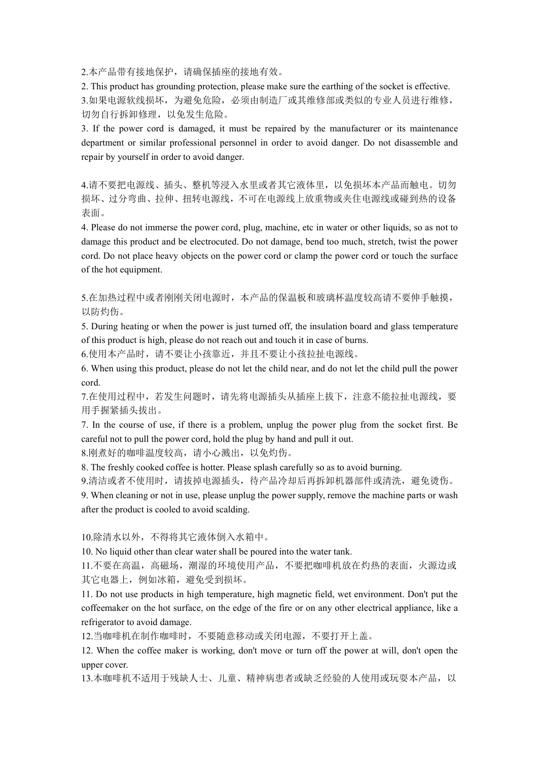2.本产品带有接地保护，请确保插座的接地有效。

2. This product has grounding protection, please make sure the earthing of the socket is effective.

3.如果电源软线损坏，为避免危险，必须由制造厂或其维修部或类似的专业人员进行维修，切勿自行拆卸修理，以免发生危险。

3. If the power cord is damaged, it must be repaired by the manufacturer or its maintenance department or similar professional personnel in order to avoid danger. Do not disassemble and repair by yourself in order to avoid danger.

4.请不要把电源线、插头、整机等浸入水里或者其它液体里，以免损坏本产品而触电。切勿损坏、过分弯曲、拉伸、扭转电源线，不可在电源线上放重物或夹住电源线或碰到热的设备表面。

4. Please do not immerse the power cord, plug, machine, etc in water or other liquids, so as not to damage this product and be electrocuted. Do not damage, bend too much, stretch, twist the power cord. Do not place heavy objects on the power cord or clamp the power cord or touch the surface of the hot equipment.

5.在加热过程中或者刚刚关闭电源时，本产品的保温板和玻璃杯温度较高请不要伸手触摸，以防灼伤。

5. During heating or when the power is just turned off, the insulation board and glass temperature of this product is high, please do not reach out and touch it in case of burns.

6.使用本产品时，请不要让小孩靠近，并且不要让小孩拉扯电源线。

6. When using this product, please do not let the child near, and do not let the child pull the power cord.

7.在使用过程中，若发生问题时，请先将电源插头从插座上拔下，注意不能拉扯电源线，要用手握紧插头拔出。

7. In the course of use, if there is a problem, unplug the power plug from the socket first. Be careful not to pull the power cord, hold the plug by hand and pull it out.

8.刚煮好的咖啡温度较高，请小心溅出，以免灼伤。

8. The freshly cooked coffee is hotter. Please splash carefully so as to avoid burning.

9.清洁或者不使用时，请拔掉电源插头，待产品冷却后再拆卸机器部件或清洗，避免烫伤。

9. When cleaning or not in use, please unplug the power supply, remove the machine parts or wash after the product is cooled to avoid scalding.

10.除清水以外，不得将其它液体倒入水箱中。

10. No liquid other than clear water shall be poured into the water tank.

11.不要在高温，高磁场，潮湿的环境使用产品，不要把咖啡机放在灼热的表面，火源边或其它电器上，例如冰箱，避免受到损坏。

11. Do not use products in high temperature, high magnetic field, wet environment. Don't put the coffeemaker on the hot surface, on the edge of the fire or on any other electrical appliance, like a refrigerator to avoid damage.

12.当咖啡机在制作咖啡时，不要随意移动或关闭电源，不要打开上盖。

12. When the coffee maker is working, don't move or turn off the power at will, don't open the upper cover.

13.本咖啡机不适用于残缺人士、儿童、精神病患者或缺乏经验的人使用或玩耍本产品，以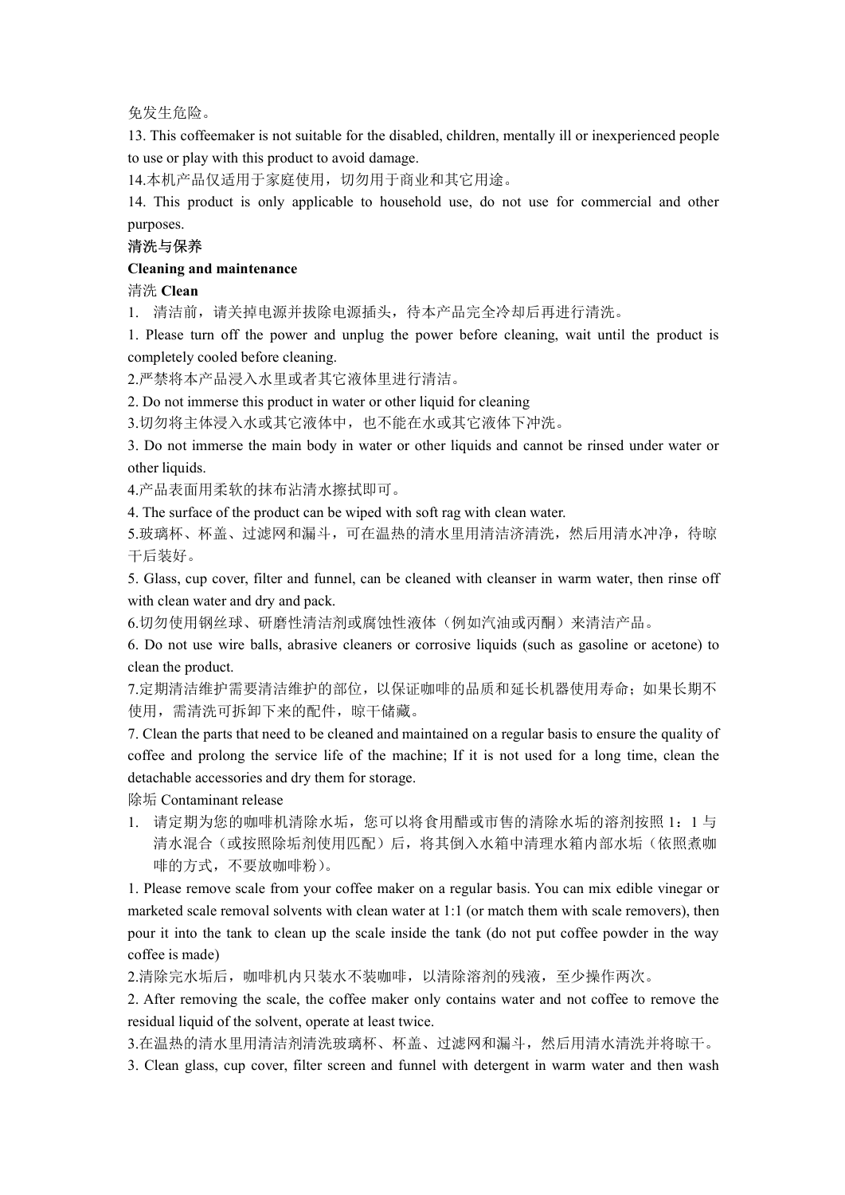免发生危险。

13. This coffeemaker is not suitable for the disabled, children, mentally ill or inexperienced people to use or play with this product to avoid damage.

14.本机产品仅适用于家庭使用，切勿用于商业和其它用途。

14. This product is only applicable to household use, do not use for commercial and other purposes.

清洗与保养

**Cleaning and maintenance**

清洗 **Clean**

1. 清洁前，请关掉电源并拔除电源插头，待本产品完全冷却后再进行清洗。

1. Please turn off the power and unplug the power before cleaning, wait until the product is completely cooled before cleaning.

2.严禁将本产品浸入水里或者其它液体里进行清洁。

2. Do not immerse this product in water or other liquid for cleaning

3.切勿将主体浸入水或其它液体中，也不能在水或其它液体下冲洗。

3. Do not immerse the main body in water or other liquids and cannot be rinsed under water or other liquids.

4.产品表面用柔软的抹布沾清水擦拭即可。

4. The surface of the product can be wiped with soft rag with clean water.

5.玻璃杯、杯盖、过滤网和漏斗，可在温热的清水里用清洁济清洗，然后用清水冲净，待晾干后装好。

5. Glass, cup cover, filter and funnel, can be cleaned with cleanser in warm water, then rinse off with clean water and dry and pack.

6.切勿使用钢丝球、研磨性清洁剂或腐蚀性液体（例如汽油或丙酮）来清洁产品。

6. Do not use wire balls, abrasive cleaners or corrosive liquids (such as gasoline or acetone) to clean the product.

7.定期清洁维护需要清洁维护的部位，以保证咖啡的品质和延长机器使用寿命；如果长期不使用，需清洗可拆卸下来的配件，晾干储藏。

7. Clean the parts that need to be cleaned and maintained on a regular basis to ensure the quality of coffee and prolong the service life of the machine; If it is not used for a long time, clean the detachable accessories and dry them for storage.

除垢 Contaminant release

1. 请定期为您的咖啡机清除水垢，您可以将食用醋或市售的清除水垢的溶剂按照 1：1 与清水混合（或按照除垢剂使用匹配）后，将其倒入水箱中清理水箱内部水垢（依照煮咖啡的方式，不要放咖啡粉）。

1. Please remove scale from your coffee maker on a regular basis. You can mix edible vinegar or marketed scale removal solvents with clean water at 1:1 (or match them with scale removers), then pour it into the tank to clean up the scale inside the tank (do not put coffee powder in the way coffee is made)

2.清除完水垢后，咖啡机内只装水不装咖啡，以清除溶剂的残液，至少操作两次。

2. After removing the scale, the coffee maker only contains water and not coffee to remove the residual liquid of the solvent, operate at least twice.

3.在温热的清水里用清洁剂清洗玻璃杯、杯盖、过滤网和漏斗，然后用清水清洗并将晾干。

3. Clean glass, cup cover, filter screen and funnel with detergent in warm water and then wash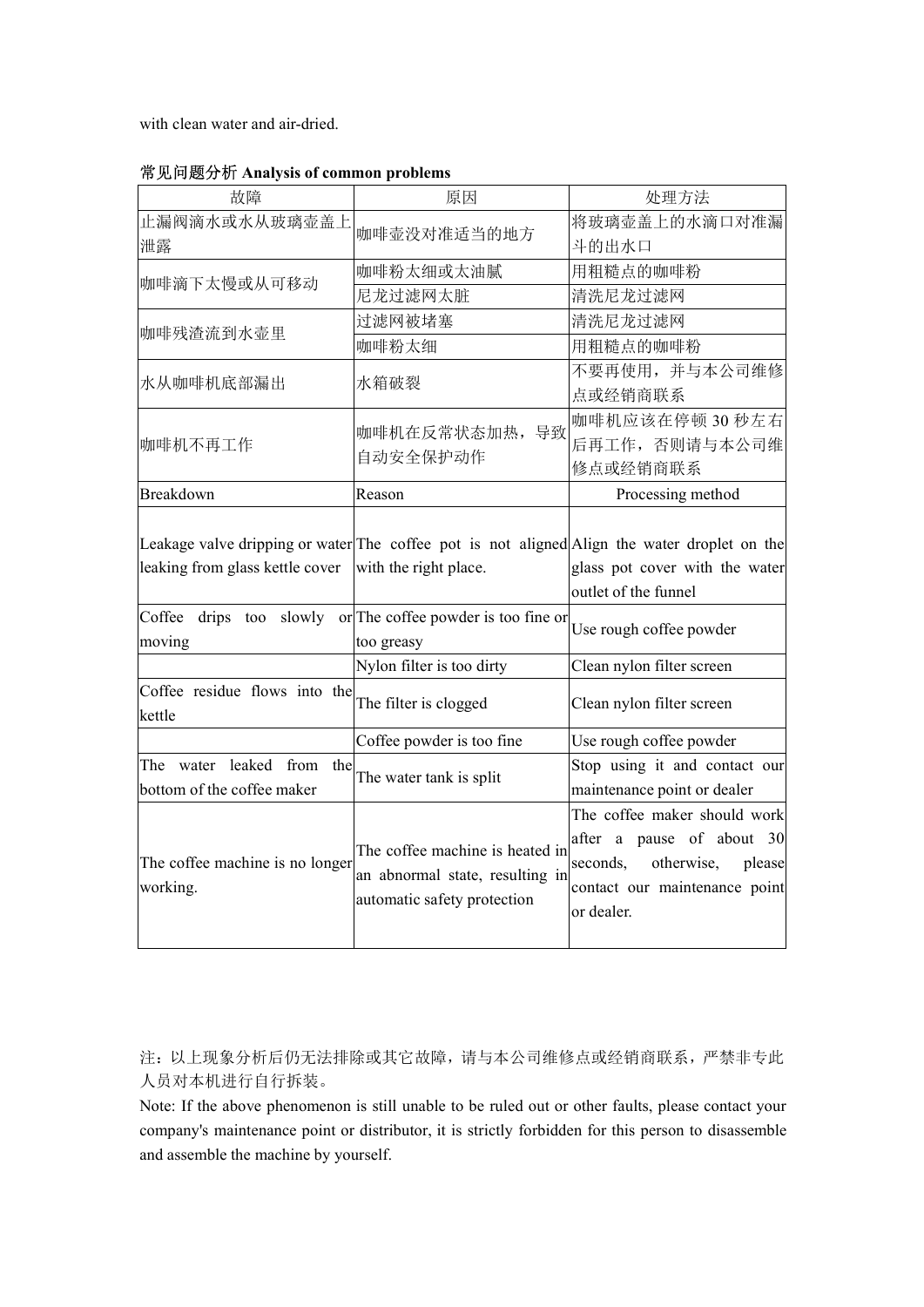with clean water and air-dried.

**常见问题分析 Analysis of common problems**

| 故障 | 原因 | 处理方法 |
|---|---|---|
| 止漏阀滴水或水从玻璃壶盖上泄露 | 咖啡壶没对准适当的地方 | 将玻璃壶盖上的水滴口对准漏斗的出水口 |
| 咖啡滴下太慢或从可移动 | 咖啡粉太细或太油腻 | 用粗糙点的咖啡粉 |
| | 尼龙过滤网太脏 | 清洗尼龙过滤网 |
| 咖啡残渣流到水壶里 | 过滤网被堵塞 | 清洗尼龙过滤网 |
| | 咖啡粉太细 | 用粗糙点的咖啡粉 |
| 水从咖啡机底部漏出 | 水箱破裂 | 不要再使用，并与本公司维修点或经销商联系 |
| 咖啡机不再工作 | 咖啡机在反常状态加热，导致自动安全保护动作 | 咖啡机应该在停顿 30 秒左右后再工作，否则请与本公司维修点或经销商联系 |
| Breakdown | Reason | Processing method |
| Leakage valve dripping or water leaking from glass kettle cover | The coffee pot is not aligned with the right place. | Align the water droplet on the glass pot cover with the water outlet of the funnel |
| Coffee drips too slowly or moving | The coffee powder is too fine or too greasy | Use rough coffee powder |
| | Nylon filter is too dirty | Clean nylon filter screen |
| Coffee residue flows into the kettle | The filter is clogged | Clean nylon filter screen |
| | Coffee powder is too fine | Use rough coffee powder |
| The water leaked from the bottom of the coffee maker | The water tank is split | Stop using it and contact our maintenance point or dealer |
| The coffee machine is no longer working. | The coffee machine is heated in an abnormal state, resulting in automatic safety protection | The coffee maker should work after a pause of about 30 seconds, otherwise, please contact our maintenance point or dealer. |

注：以上现象分析后仍无法排除或其它故障，请与本公司维修点或经销商联系，严禁非专此人员对本机进行自行拆装。

Note: If the above phenomenon is still unable to be ruled out or other faults, please contact your company's maintenance point or distributor, it is strictly forbidden for this person to disassemble and assemble the machine by yourself.